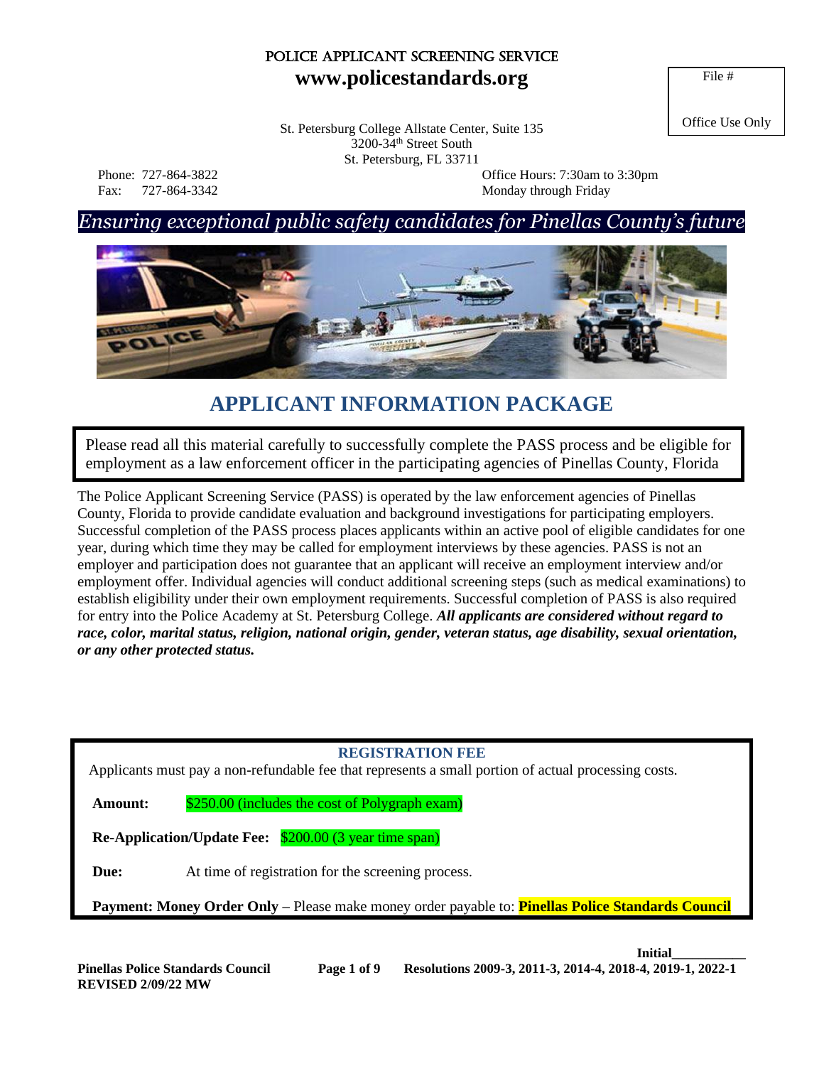# POLICE APPLICANT SCREENING SERVICE

**www.policestandards.org**

File #

Office Use Only

St. Petersburg College Allstate Center, Suite 135
3200-34th Street South
St. Petersburg, FL 33711

Phone: 727-864-3822
Fax: 727-864-3342

Office Hours: 7:30am to 3:30pm
Monday through Friday

*Ensuring exceptional public safety candidates for Pinellas County's future*

## APPLICANT INFORMATION PACKAGE

Please read all this material carefully to successfully complete the PASS process and be eligible for employment as a law enforcement officer in the participating agencies of Pinellas County, Florida

The Police Applicant Screening Service (PASS) is operated by the law enforcement agencies of Pinellas County, Florida to provide candidate evaluation and background investigations for participating employers. Successful completion of the PASS process places applicants within an active pool of eligible candidates for one year, during which time they may be called for employment interviews by these agencies. PASS is not an employer and participation does not guarantee that an applicant will receive an employment interview and/or employment offer. Individual agencies will conduct additional screening steps (such as medical examinations) to establish eligibility under their own employment requirements. Successful completion of PASS is also required for entry into the Police Academy at St. Petersburg College. ***All applicants are considered without regard to race, color, marital status, religion, national origin, gender, veteran status, age disability, sexual orientation, or any other protected status.***

### REGISTRATION FEE

Applicants must pay a non-refundable fee that represents a small portion of actual processing costs.

**Amount:** $250.00 (includes the cost of Polygraph exam)

**Re-Application/Update Fee:** $200.00 (3 year time span)

**Due:** At time of registration for the screening process.

**Payment: Money Order Only –** Please make money order payable to: **Pinellas Police Standards Council**

Initial___________

**Pinellas Police Standards Council REVISED 2/09/22 MW** **Resolutions 2009-3, 2011-3, 2014-4, 2018-4, 2019-1, 2022-1**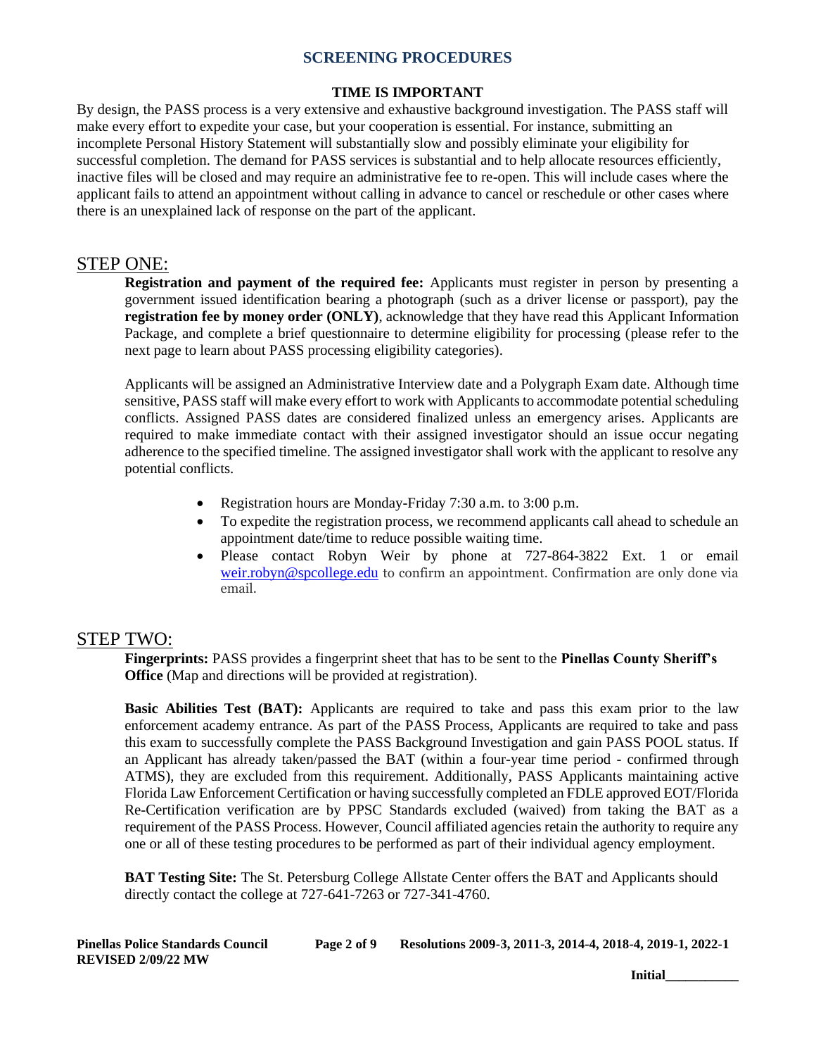## SCREENING PROCEDURES

**TIME IS IMPORTANT**

By design, the PASS process is a very extensive and exhaustive background investigation. The PASS staff will make every effort to expedite your case, but your cooperation is essential. For instance, submitting an incomplete Personal History Statement will substantially slow and possibly eliminate your eligibility for successful completion. The demand for PASS services is substantial and to help allocate resources efficiently, inactive files will be closed and may require an administrative fee to re-open. This will include cases where the applicant fails to attend an appointment without calling in advance to cancel or reschedule or other cases where there is an unexplained lack of response on the part of the applicant.

## STEP ONE:

**Registration and payment of the required fee:** Applicants must register in person by presenting a government issued identification bearing a photograph (such as a driver license or passport), pay the **registration fee by money order (ONLY)**, acknowledge that they have read this Applicant Information Package, and complete a brief questionnaire to determine eligibility for processing (please refer to the next page to learn about PASS processing eligibility categories).

Applicants will be assigned an Administrative Interview date and a Polygraph Exam date. Although time sensitive, PASS staff will make every effort to work with Applicants to accommodate potential scheduling conflicts. Assigned PASS dates are considered finalized unless an emergency arises. Applicants are required to make immediate contact with their assigned investigator should an issue occur negating adherence to the specified timeline. The assigned investigator shall work with the applicant to resolve any potential conflicts.

- Registration hours are Monday-Friday 7:30 a.m. to 3:00 p.m.
- To expedite the registration process, we recommend applicants call ahead to schedule an appointment date/time to reduce possible waiting time.
- Please contact Robyn Weir by phone at 727-864-3822 Ext. 1 or email weir.robyn@spcollege.edu to confirm an appointment. Confirmation are only done via email.

## STEP TWO:

**Fingerprints:** PASS provides a fingerprint sheet that has to be sent to the **Pinellas County Sheriff's Office** (Map and directions will be provided at registration).

**Basic Abilities Test (BAT):** Applicants are required to take and pass this exam prior to the law enforcement academy entrance. As part of the PASS Process, Applicants are required to take and pass this exam to successfully complete the PASS Background Investigation and gain PASS POOL status. If an Applicant has already taken/passed the BAT (within a four-year time period - confirmed through ATMS), they are excluded from this requirement. Additionally, PASS Applicants maintaining active Florida Law Enforcement Certification or having successfully completed an FDLE approved EOT/Florida Re-Certification verification are by PPSC Standards excluded (waived) from taking the BAT as a requirement of the PASS Process. However, Council affiliated agencies retain the authority to require any one or all of these testing procedures to be performed as part of their individual agency employment.

**BAT Testing Site:** The St. Petersburg College Allstate Center offers the BAT and Applicants should directly contact the college at 727-641-7263 or 727-341-4760.

Initial___________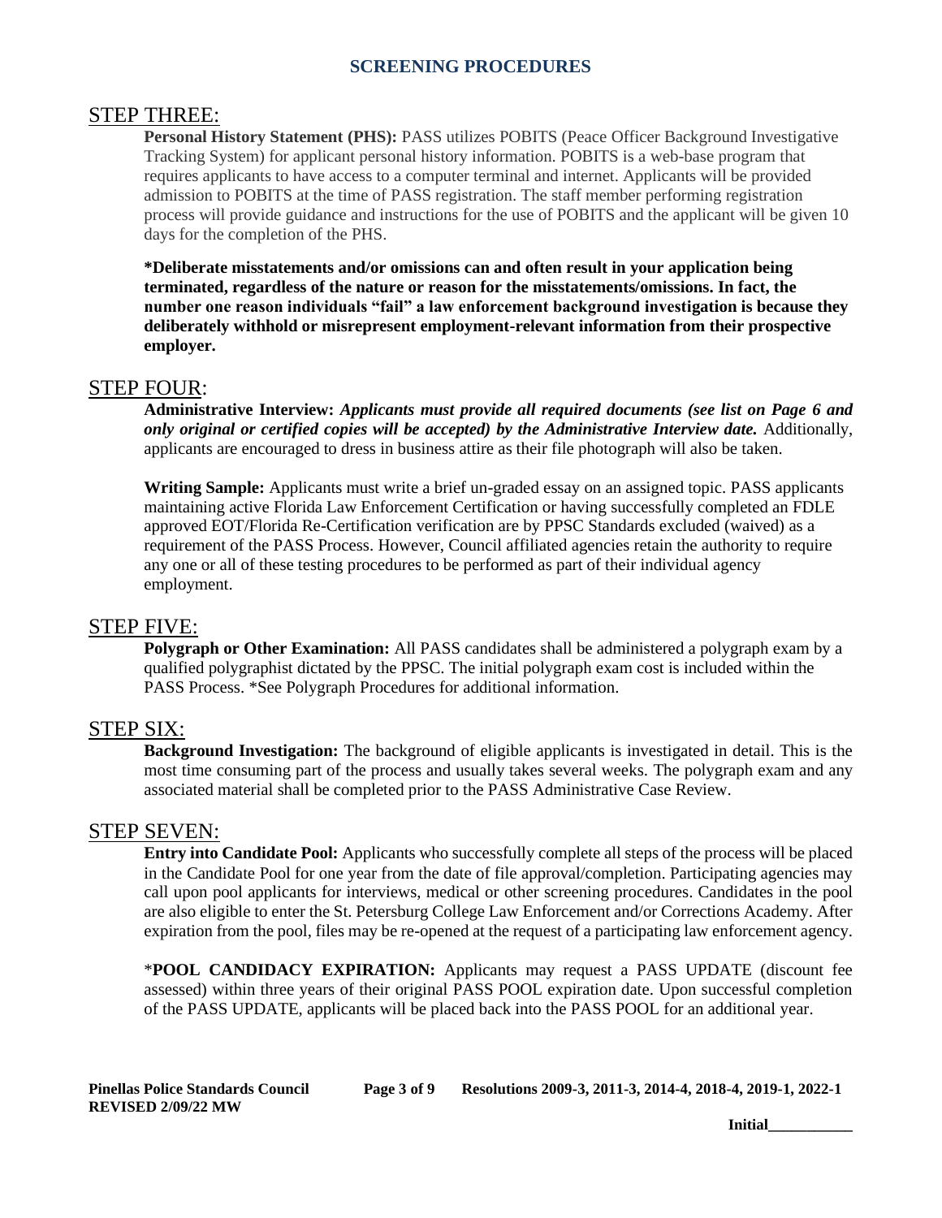## SCREENING PROCEDURES

### STEP THREE:

**Personal History Statement (PHS):** PASS utilizes POBITS (Peace Officer Background Investigative Tracking System) for applicant personal history information. POBITS is a web-base program that requires applicants to have access to a computer terminal and internet. Applicants will be provided admission to POBITS at the time of PASS registration. The staff member performing registration process will provide guidance and instructions for the use of POBITS and the applicant will be given 10 days for the completion of the PHS.

**\*Deliberate misstatements and/or omissions can and often result in your application being terminated, regardless of the nature or reason for the misstatements/omissions. In fact, the number one reason individuals "fail" a law enforcement background investigation is because they deliberately withhold or misrepresent employment-relevant information from their prospective employer.**

### STEP FOUR:

**Administrative Interview:** ***Applicants must provide all required documents (see list on Page 6 and only original or certified copies will be accepted) by the Administrative Interview date.*** Additionally, applicants are encouraged to dress in business attire as their file photograph will also be taken.

**Writing Sample:** Applicants must write a brief un-graded essay on an assigned topic. PASS applicants maintaining active Florida Law Enforcement Certification or having successfully completed an FDLE approved EOT/Florida Re-Certification verification are by PPSC Standards excluded (waived) as a requirement of the PASS Process. However, Council affiliated agencies retain the authority to require any one or all of these testing procedures to be performed as part of their individual agency employment.

### STEP FIVE:

**Polygraph or Other Examination:** All PASS candidates shall be administered a polygraph exam by a qualified polygraphist dictated by the PPSC. The initial polygraph exam cost is included within the PASS Process. *See Polygraph Procedures for additional information.

### STEP SIX:

**Background Investigation:** The background of eligible applicants is investigated in detail. This is the most time consuming part of the process and usually takes several weeks. The polygraph exam and any associated material shall be completed prior to the PASS Administrative Case Review.

### STEP SEVEN:

**Entry into Candidate Pool:** Applicants who successfully complete all steps of the process will be placed in the Candidate Pool for one year from the date of file approval/completion. Participating agencies may call upon pool applicants for interviews, medical or other screening procedures. Candidates in the pool are also eligible to enter the St. Petersburg College Law Enforcement and/or Corrections Academy. After expiration from the pool, files may be re-opened at the request of a participating law enforcement agency.

\***POOL CANDIDACY EXPIRATION:** Applicants may request a PASS UPDATE (discount fee assessed) within three years of their original PASS POOL expiration date. Upon successful completion of the PASS UPDATE, applicants will be placed back into the PASS POOL for an additional year.

Initial___________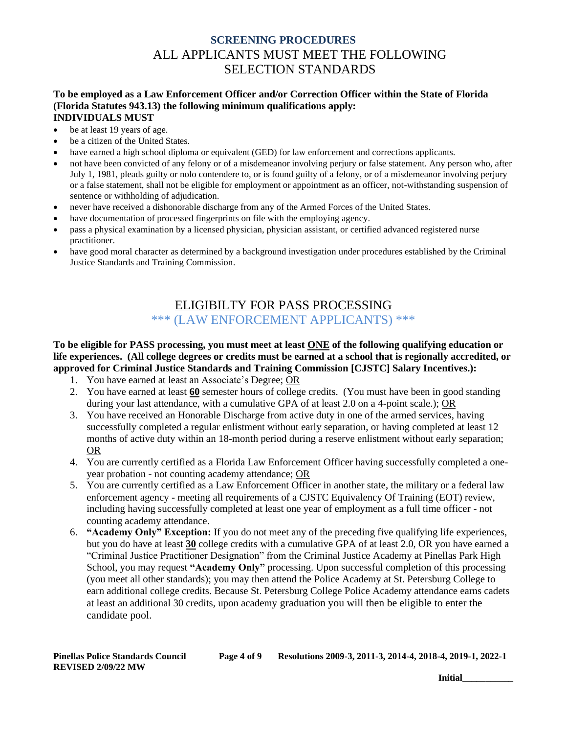## SCREENING PROCEDURES

## ALL APPLICANTS MUST MEET THE FOLLOWING SELECTION STANDARDS

**To be employed as a Law Enforcement Officer and/or Correction Officer within the State of Florida (Florida Statutes 943.13) the following minimum qualifications apply:**

**INDIVIDUALS MUST**

- be at least 19 years of age.
- be a citizen of the United States.
- have earned a high school diploma or equivalent (GED) for law enforcement and corrections applicants.
- not have been convicted of any felony or of a misdemeanor involving perjury or false statement. Any person who, after July 1, 1981, pleads guilty or nolo contendere to, or is found guilty of a felony, or of a misdemeanor involving perjury or a false statement, shall not be eligible for employment or appointment as an officer, not-withstanding suspension of sentence or withholding of adjudication.
- never have received a dishonorable discharge from any of the Armed Forces of the United States.
- have documentation of processed fingerprints on file with the employing agency.
- pass a physical examination by a licensed physician, physician assistant, or certified advanced registered nurse practitioner.
- have good moral character as determined by a background investigation under procedures established by the Criminal Justice Standards and Training Commission.

## ELIGIBILTY FOR PASS PROCESSING

### \*\*\* (LAW ENFORCEMENT APPLICANTS) \*\*\*

**To be eligible for PASS processing, you must meet at least ONE of the following qualifying education or life experiences. (All college degrees or credits must be earned at a school that is regionally accredited, or approved for Criminal Justice Standards and Training Commission [CJSTC] Salary Incentives.):**

1. You have earned at least an Associate's Degree; OR
2. You have earned at least **60** semester hours of college credits. (You must have been in good standing during your last attendance, with a cumulative GPA of at least 2.0 on a 4-point scale.); OR
3. You have received an Honorable Discharge from active duty in one of the armed services, having successfully completed a regular enlistment without early separation, or having completed at least 12 months of active duty within an 18-month period during a reserve enlistment without early separation; OR
4. You are currently certified as a Florida Law Enforcement Officer having successfully completed a one-year probation - not counting academy attendance; OR
5. You are currently certified as a Law Enforcement Officer in another state, the military or a federal law enforcement agency - meeting all requirements of a CJSTC Equivalency Of Training (EOT) review, including having successfully completed at least one year of employment as a full time officer - not counting academy attendance.
6. **"Academy Only" Exception:** If you do not meet any of the preceding five qualifying life experiences, but you do have at least **30** college credits with a cumulative GPA of at least 2.0, OR you have earned a "Criminal Justice Practitioner Designation" from the Criminal Justice Academy at Pinellas Park High School, you may request **"Academy Only"** processing. Upon successful completion of this processing (you meet all other standards); you may then attend the Police Academy at St. Petersburg College to earn additional college credits. Because St. Petersburg College Police Academy attendance earns cadets at least an additional 30 credits, upon academy graduation you will then be eligible to enter the candidate pool.

Initial___________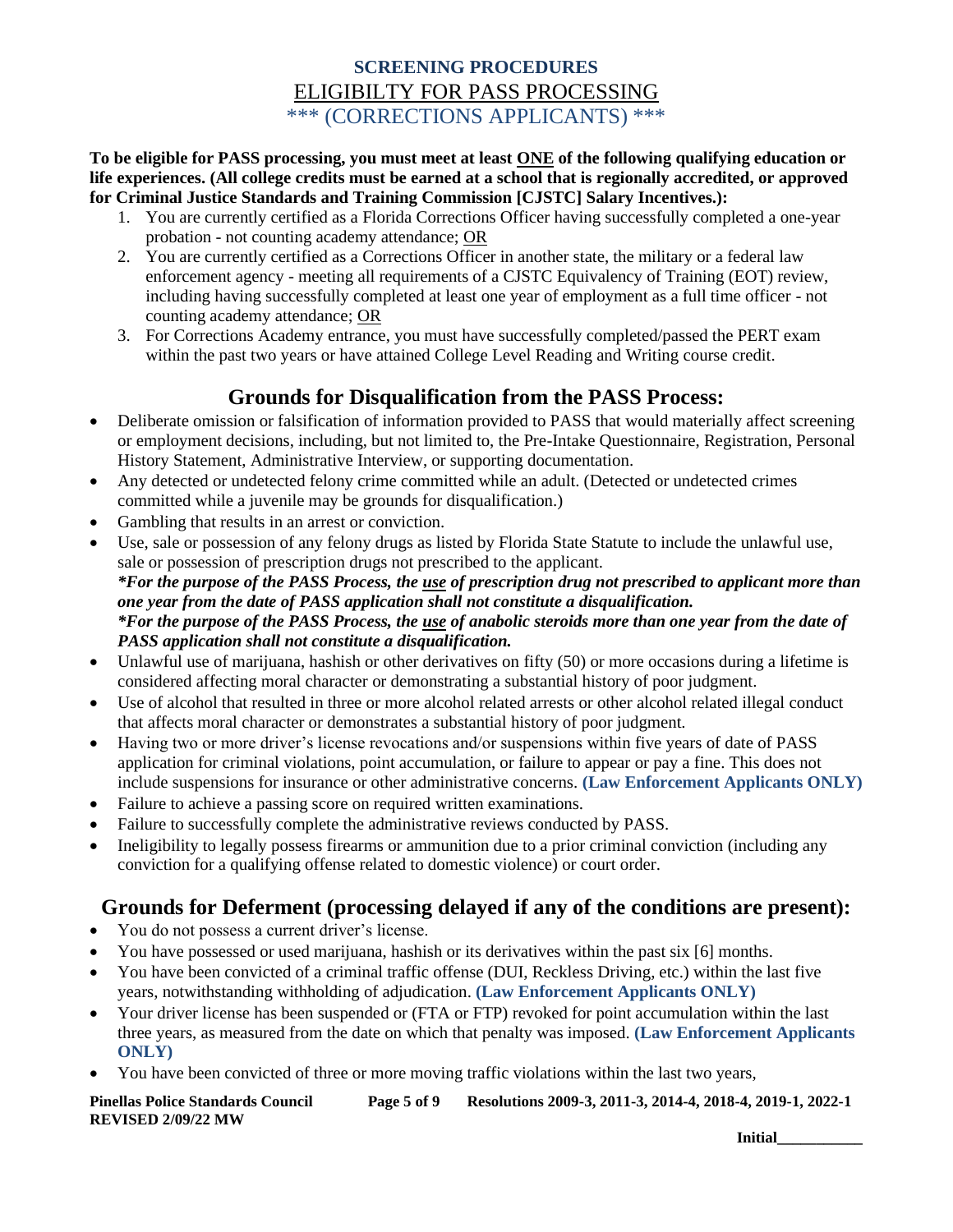## SCREENING PROCEDURES

## ELIGIBILTY FOR PASS PROCESSING

### *** (CORRECTIONS APPLICANTS) ***

**To be eligible for PASS processing, you must meet at least ONE of the following qualifying education or life experiences. (All college credits must be earned at a school that is regionally accredited, or approved for Criminal Justice Standards and Training Commission [CJSTC] Salary Incentives.):**

1. You are currently certified as a Florida Corrections Officer having successfully completed a one-year probation - not counting academy attendance; OR
2. You are currently certified as a Corrections Officer in another state, the military or a federal law enforcement agency - meeting all requirements of a CJSTC Equivalency of Training (EOT) review, including having successfully completed at least one year of employment as a full time officer - not counting academy attendance; OR
3. For Corrections Academy entrance, you must have successfully completed/passed the PERT exam within the past two years or have attained College Level Reading and Writing course credit.

## Grounds for Disqualification from the PASS Process:

- Deliberate omission or falsification of information provided to PASS that would materially affect screening or employment decisions, including, but not limited to, the Pre-Intake Questionnaire, Registration, Personal History Statement, Administrative Interview, or supporting documentation.
- Any detected or undetected felony crime committed while an adult. (Detected or undetected crimes committed while a juvenile may be grounds for disqualification.)
- Gambling that results in an arrest or conviction.
- Use, sale or possession of any felony drugs as listed by Florida State Statute to include the unlawful use, sale or possession of prescription drugs not prescribed to the applicant.
  ***For the purpose of the PASS Process, the use of prescription drug not prescribed to applicant more than one year from the date of PASS application shall not constitute a disqualification.***
  ***For the purpose of the PASS Process, the use of anabolic steroids more than one year from the date of PASS application shall not constitute a disqualification.***
- Unlawful use of marijuana, hashish or other derivatives on fifty (50) or more occasions during a lifetime is considered affecting moral character or demonstrating a substantial history of poor judgment.
- Use of alcohol that resulted in three or more alcohol related arrests or other alcohol related illegal conduct that affects moral character or demonstrates a substantial history of poor judgment.
- Having two or more driver's license revocations and/or suspensions within five years of date of PASS application for criminal violations, point accumulation, or failure to appear or pay a fine. This does not include suspensions for insurance or other administrative concerns. **(Law Enforcement Applicants ONLY)**
- Failure to achieve a passing score on required written examinations.
- Failure to successfully complete the administrative reviews conducted by PASS.
- Ineligibility to legally possess firearms or ammunition due to a prior criminal conviction (including any conviction for a qualifying offense related to domestic violence) or court order.

## Grounds for Deferment (processing delayed if any of the conditions are present):

- You do not possess a current driver's license.
- You have possessed or used marijuana, hashish or its derivatives within the past six [6] months.
- You have been convicted of a criminal traffic offense (DUI, Reckless Driving, etc.) within the last five years, notwithstanding withholding of adjudication. **(Law Enforcement Applicants ONLY)**
- Your driver license has been suspended or (FTA or FTP) revoked for point accumulation within the last three years, as measured from the date on which that penalty was imposed. **(Law Enforcement Applicants ONLY)**
- You have been convicted of three or more moving traffic violations within the last two years,

Initial___________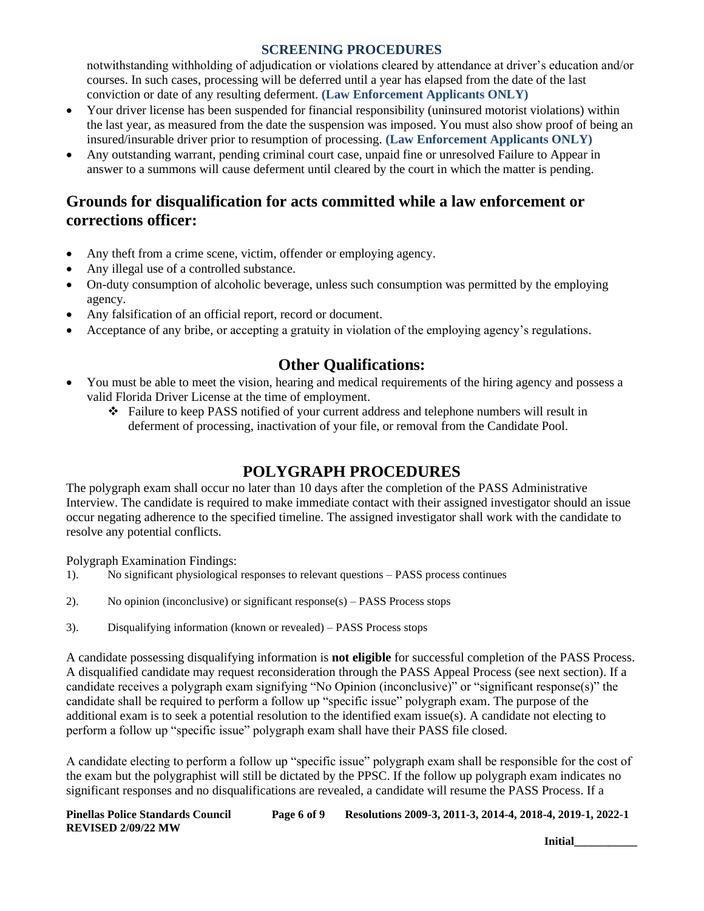notwithstanding withholding of adjudication or violations cleared by attendance at driver's education and/or courses. In such cases, processing will be deferred until a year has elapsed from the date of the last conviction or date of any resulting deferment. **(Law Enforcement Applicants ONLY)**

- Your driver license has been suspended for financial responsibility (uninsured motorist violations) within the last year, as measured from the date the suspension was imposed. You must also show proof of being an insured/insurable driver prior to resumption of processing. **(Law Enforcement Applicants ONLY)**
- Any outstanding warrant, pending criminal court case, unpaid fine or unresolved Failure to Appear in answer to a summons will cause deferment until cleared by the court in which the matter is pending.

## Grounds for disqualification for acts committed while a law enforcement or corrections officer:

- Any theft from a crime scene, victim, offender or employing agency.
- Any illegal use of a controlled substance.
- On-duty consumption of alcoholic beverage, unless such consumption was permitted by the employing agency.
- Any falsification of an official report, record or document.
- Acceptance of any bribe, or accepting a gratuity in violation of the employing agency's regulations.

## Other Qualifications:

- You must be able to meet the vision, hearing and medical requirements of the hiring agency and possess a valid Florida Driver License at the time of employment.
  - ❖ Failure to keep PASS notified of your current address and telephone numbers will result in deferment of processing, inactivation of your file, or removal from the Candidate Pool.

# POLYGRAPH PROCEDURES

The polygraph exam shall occur no later than 10 days after the completion of the PASS Administrative Interview. The candidate is required to make immediate contact with their assigned investigator should an issue occur negating adherence to the specified timeline. The assigned investigator shall work with the candidate to resolve any potential conflicts.

Polygraph Examination Findings:

1). No significant physiological responses to relevant questions – PASS process continues

2). No opinion (inconclusive) or significant response(s) – PASS Process stops

3). Disqualifying information (known or revealed) – PASS Process stops

A candidate possessing disqualifying information is **not eligible** for successful completion of the PASS Process. A disqualified candidate may request reconsideration through the PASS Appeal Process (see next section). If a candidate receives a polygraph exam signifying "No Opinion (inconclusive)" or "significant response(s)" the candidate shall be required to perform a follow up "specific issue" polygraph exam. The purpose of the additional exam is to seek a potential resolution to the identified exam issue(s). A candidate not electing to perform a follow up "specific issue" polygraph exam shall have their PASS file closed.

A candidate electing to perform a follow up "specific issue" polygraph exam shall be responsible for the cost of the exam but the polygraphist will still be dictated by the PPSC. If the follow up polygraph exam indicates no significant responses and no disqualifications are revealed, a candidate will resume the PASS Process. If a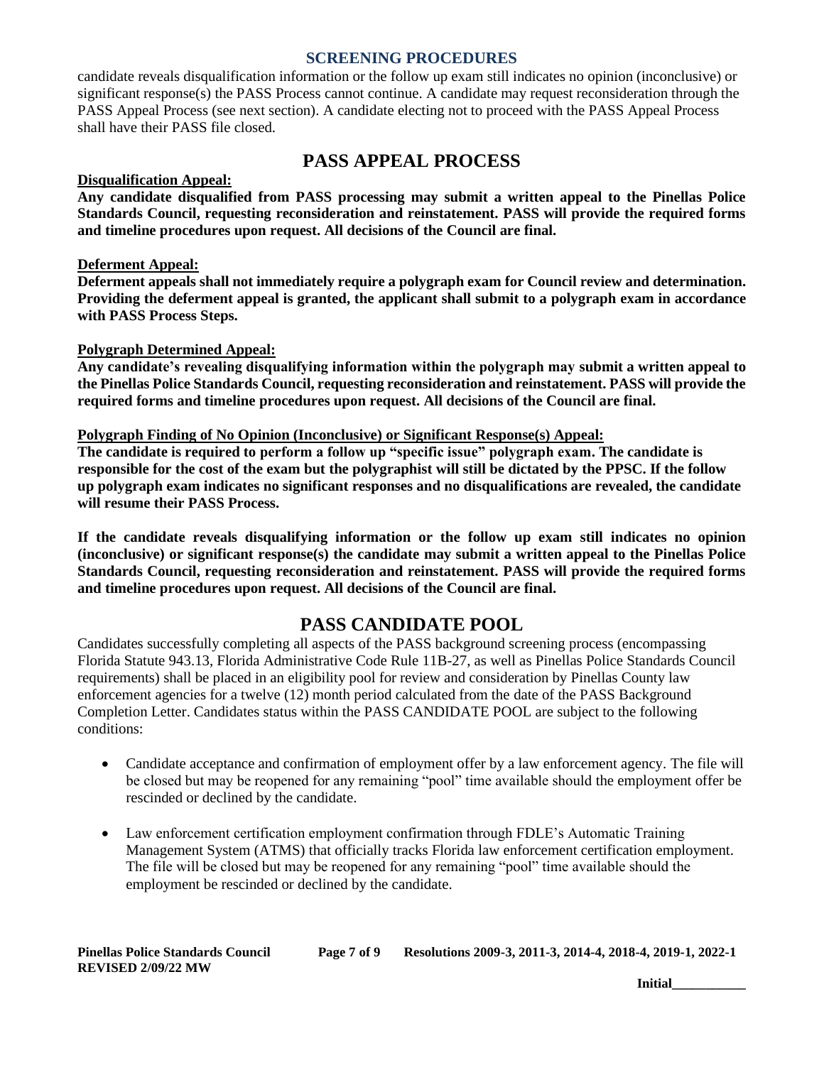candidate reveals disqualification information or the follow up exam still indicates no opinion (inconclusive) or significant response(s) the PASS Process cannot continue. A candidate may request reconsideration through the PASS Appeal Process (see next section). A candidate electing not to proceed with the PASS Appeal Process shall have their PASS file closed.

## PASS APPEAL PROCESS

**Disqualification Appeal:**

**Any candidate disqualified from PASS processing may submit a written appeal to the Pinellas Police Standards Council, requesting reconsideration and reinstatement. PASS will provide the required forms and timeline procedures upon request. All decisions of the Council are final.**

**Deferment Appeal:**

**Deferment appeals shall not immediately require a polygraph exam for Council review and determination. Providing the deferment appeal is granted, the applicant shall submit to a polygraph exam in accordance with PASS Process Steps.**

**Polygraph Determined Appeal:**

**Any candidate's revealing disqualifying information within the polygraph may submit a written appeal to the Pinellas Police Standards Council, requesting reconsideration and reinstatement. PASS will provide the required forms and timeline procedures upon request. All decisions of the Council are final.**

**Polygraph Finding of No Opinion (Inconclusive) or Significant Response(s) Appeal:**

**The candidate is required to perform a follow up "specific issue" polygraph exam. The candidate is responsible for the cost of the exam but the polygraphist will still be dictated by the PPSC. If the follow up polygraph exam indicates no significant responses and no disqualifications are revealed, the candidate will resume their PASS Process.**

**If the candidate reveals disqualifying information or the follow up exam still indicates no opinion (inconclusive) or significant response(s) the candidate may submit a written appeal to the Pinellas Police Standards Council, requesting reconsideration and reinstatement. PASS will provide the required forms and timeline procedures upon request. All decisions of the Council are final.**

## PASS CANDIDATE POOL

Candidates successfully completing all aspects of the PASS background screening process (encompassing Florida Statute 943.13, Florida Administrative Code Rule 11B-27, as well as Pinellas Police Standards Council requirements) shall be placed in an eligibility pool for review and consideration by Pinellas County law enforcement agencies for a twelve (12) month period calculated from the date of the PASS Background Completion Letter. Candidates status within the PASS CANDIDATE POOL are subject to the following conditions:

- Candidate acceptance and confirmation of employment offer by a law enforcement agency. The file will be closed but may be reopened for any remaining "pool" time available should the employment offer be rescinded or declined by the candidate.
- Law enforcement certification employment confirmation through FDLE's Automatic Training Management System (ATMS) that officially tracks Florida law enforcement certification employment. The file will be closed but may be reopened for any remaining "pool" time available should the employment be rescinded or declined by the candidate.

Initial___________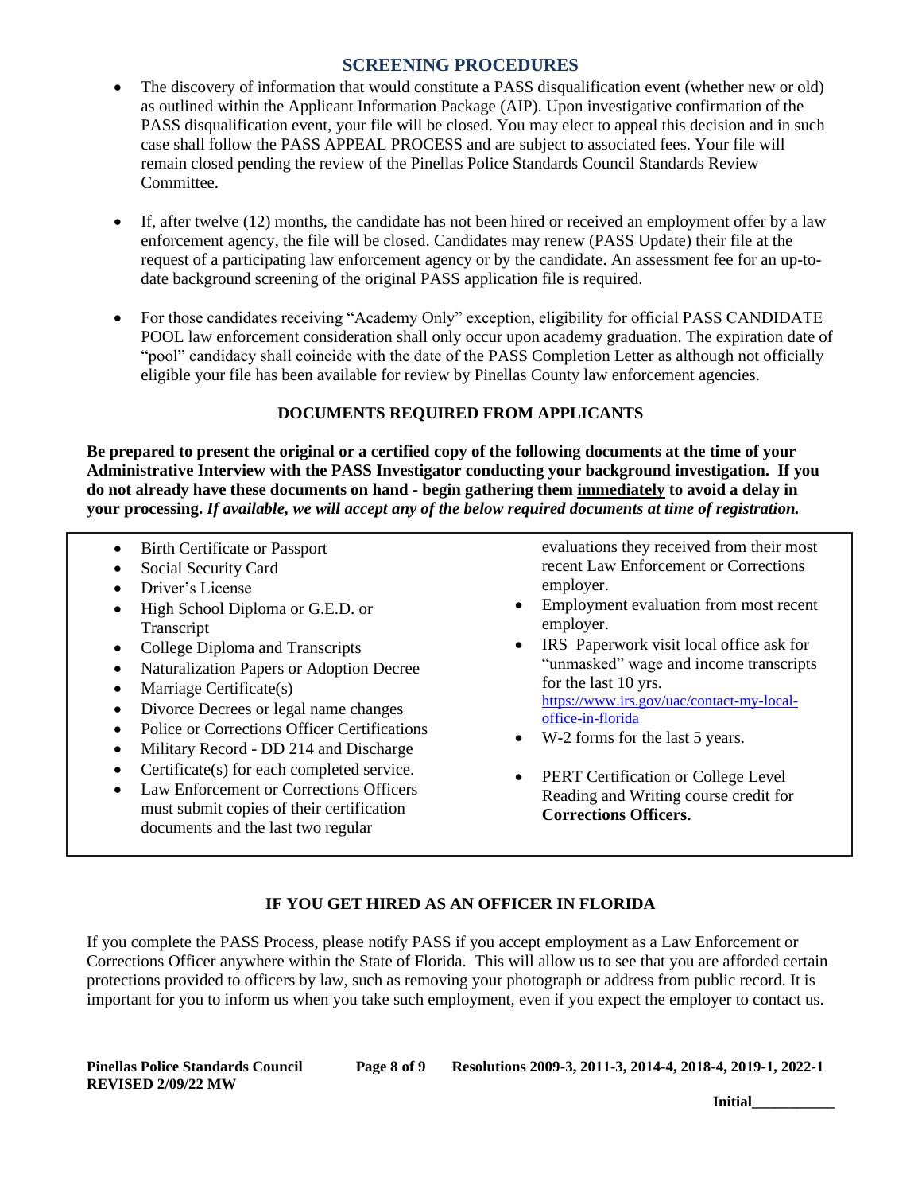## SCREENING PROCEDURES

- The discovery of information that would constitute a PASS disqualification event (whether new or old) as outlined within the Applicant Information Package (AIP). Upon investigative confirmation of the PASS disqualification event, your file will be closed. You may elect to appeal this decision and in such case shall follow the PASS APPEAL PROCESS and are subject to associated fees. Your file will remain closed pending the review of the Pinellas Police Standards Council Standards Review Committee.

- If, after twelve (12) months, the candidate has not been hired or received an employment offer by a law enforcement agency, the file will be closed. Candidates may renew (PASS Update) their file at the request of a participating law enforcement agency or by the candidate. An assessment fee for an up-to-date background screening of the original PASS application file is required.

- For those candidates receiving "Academy Only" exception, eligibility for official PASS CANDIDATE POOL law enforcement consideration shall only occur upon academy graduation. The expiration date of "pool" candidacy shall coincide with the date of the PASS Completion Letter as although not officially eligible your file has been available for review by Pinellas County law enforcement agencies.

### DOCUMENTS REQUIRED FROM APPLICANTS

**Be prepared to present the original or a certified copy of the following documents at the time of your Administrative Interview with the PASS Investigator conducting your background investigation. If you do not already have these documents on hand - begin gathering them immediately to avoid a delay in your processing.** ***If available, we will accept any of the below required documents at time of registration.***

- Birth Certificate or Passport
- Social Security Card
- Driver's License
- High School Diploma or G.E.D. or Transcript
- College Diploma and Transcripts
- Naturalization Papers or Adoption Decree
- Marriage Certificate(s)
- Divorce Decrees or legal name changes
- Police or Corrections Officer Certifications
- Military Record - DD 214 and Discharge
- Certificate(s) for each completed service.
- Law Enforcement or Corrections Officers must submit copies of their certification documents and the last two regular evaluations they received from their most recent Law Enforcement or Corrections employer.
- Employment evaluation from most recent employer.
- IRS Paperwork visit local office ask for "unmasked" wage and income transcripts for the last 10 yrs. https://www.irs.gov/uac/contact-my-local-office-in-florida
- W-2 forms for the last 5 years.
- PERT Certification or College Level Reading and Writing course credit for **Corrections Officers.**

### IF YOU GET HIRED AS AN OFFICER IN FLORIDA

If you complete the PASS Process, please notify PASS if you accept employment as a Law Enforcement or Corrections Officer anywhere within the State of Florida. This will allow us to see that you are afforded certain protections provided to officers by law, such as removing your photograph or address from public record. It is important for you to inform us when you take such employment, even if you expect the employer to contact us.

**Initial\_\_\_\_\_\_\_\_\_\_\_**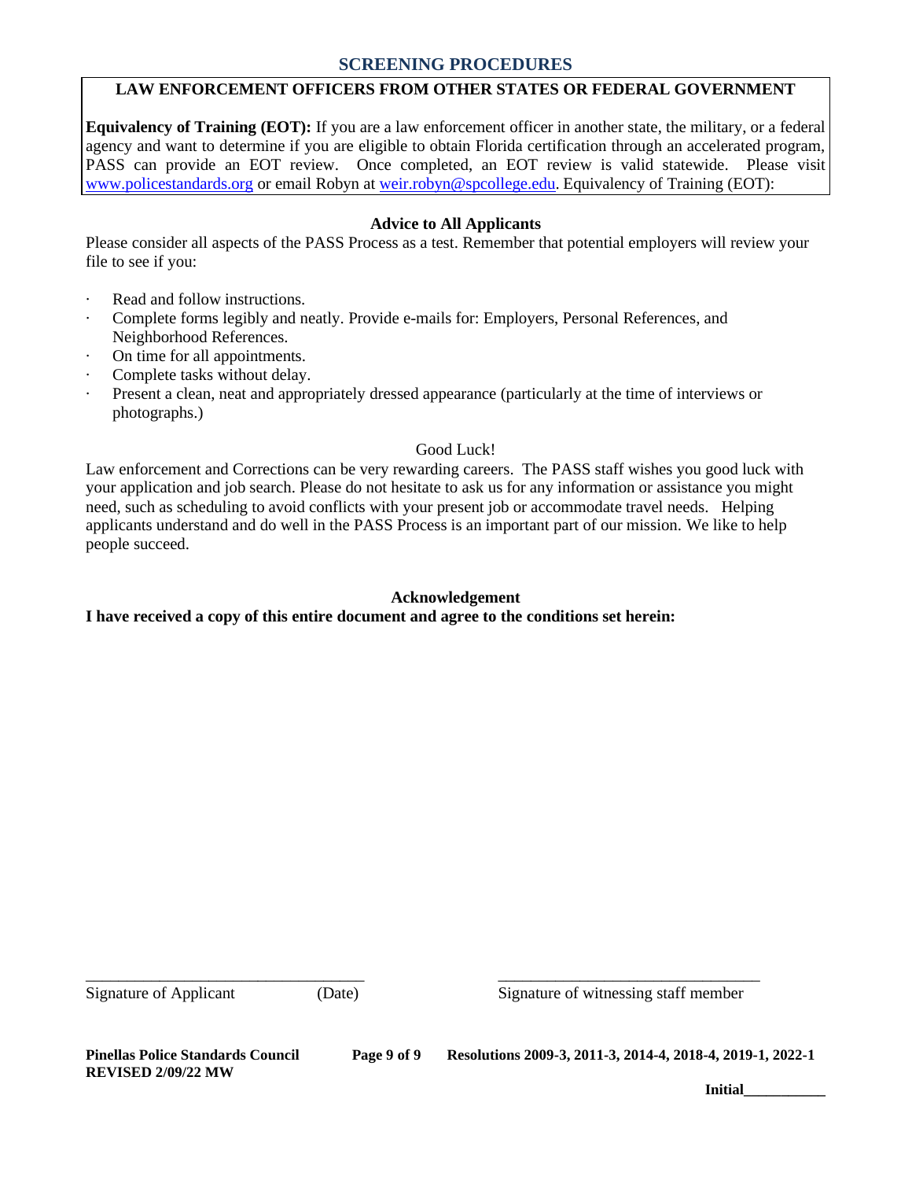## SCREENING PROCEDURES

**LAW ENFORCEMENT OFFICERS FROM OTHER STATES OR FEDERAL GOVERNMENT**

**Equivalency of Training (EOT):** If you are a law enforcement officer in another state, the military, or a federal agency and want to determine if you are eligible to obtain Florida certification through an accelerated program, PASS can provide an EOT review. Once completed, an EOT review is valid statewide. Please visit www.policestandards.org or email Robyn at weir.robyn@spcollege.edu. Equivalency of Training (EOT):

**Advice to All Applicants**

Please consider all aspects of the PASS Process as a test. Remember that potential employers will review your file to see if you:

- Read and follow instructions.
- Complete forms legibly and neatly. Provide e-mails for: Employers, Personal References, and Neighborhood References.
- On time for all appointments.
- Complete tasks without delay.
- Present a clean, neat and appropriately dressed appearance (particularly at the time of interviews or photographs.)

Good Luck!

Law enforcement and Corrections can be very rewarding careers. The PASS staff wishes you good luck with your application and job search. Please do not hesitate to ask us for any information or assistance you might need, such as scheduling to avoid conflicts with your present job or accommodate travel needs. Helping applicants understand and do well in the PASS Process is an important part of our mission. We like to help people succeed.

**Acknowledgement**

**I have received a copy of this entire document and agree to the conditions set herein:**

\_\_\_\_\_\_\_\_\_\_\_\_\_\_\_\_\_\_\_\_\_\_\_\_\_\_\_\_\_\_\_\_\_\_\_\_ \_\_\_\_\_\_\_\_\_\_\_\_\_\_\_\_\_\_\_\_\_\_\_\_\_\_\_\_\_\_\_\_\_\_

Signature of Applicant (Date) Signature of witnessing staff member

**Pinellas Police Standards Council** **Resolutions 2009-3, 2011-3, 2014-4, 2018-4, 2019-1, 2022-1**
**REVISED 2/09/22 MW**

**Initial\_\_\_\_\_\_\_\_\_\_\_**